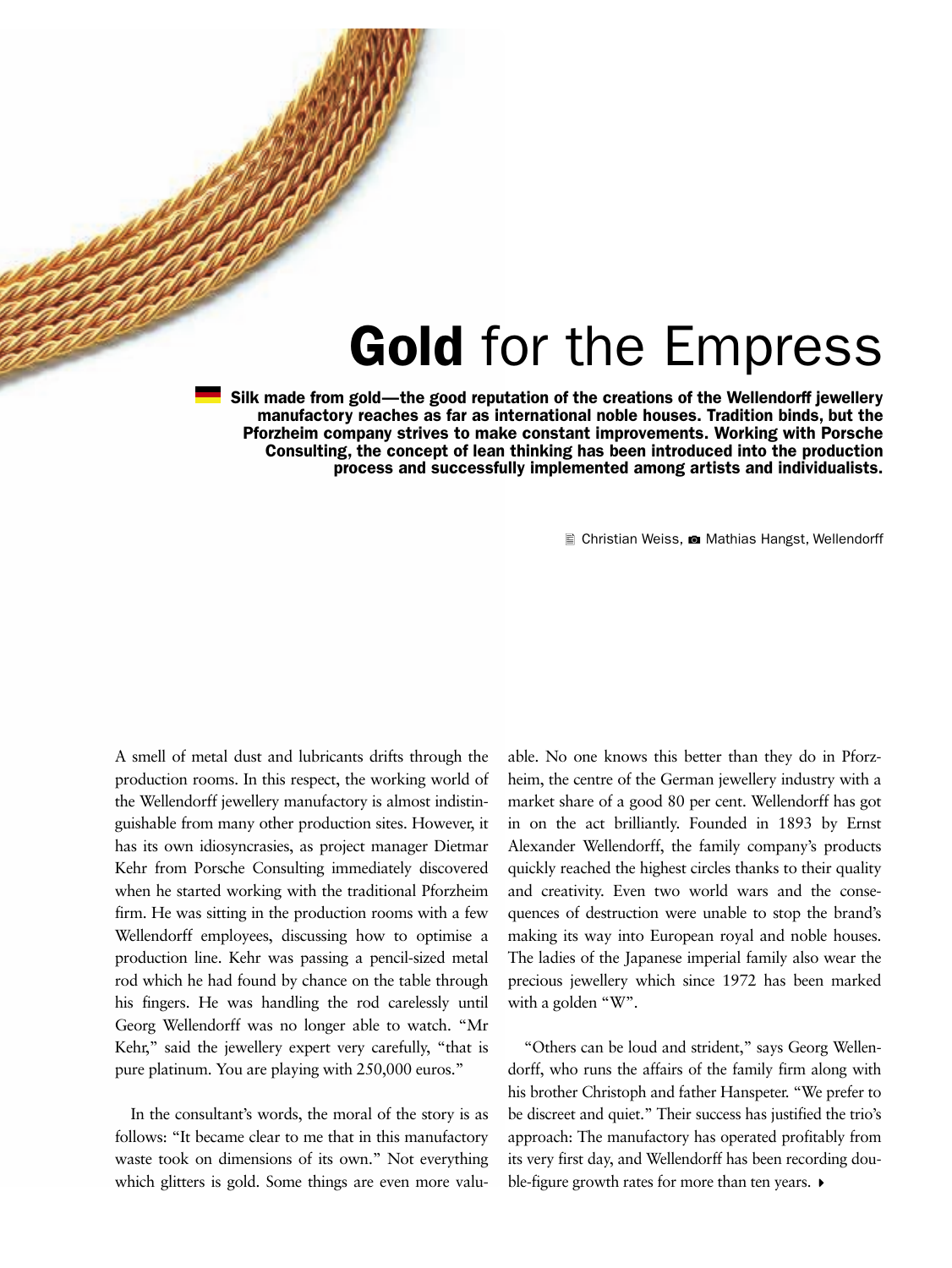# **Gold** for the Empress

**Silk made from gold—the good reputation of the creations of the Wellendorff jewellery manufactory reaches as far as international noble houses. Tradition binds, but the Pforzheim company strives to make constant improvements. Working with Porsche Consulting, the concept of lean thinking has been introduced into the production process and successfully implemented among artists and individualists.**

Christian Weiss, Mathias Hangst, Wellendorff

A smell of metal dust and lubricants drifts through the production rooms. In this respect, the working world of the Wellendorff jewellery manufactory is almost indistinguishable from many other production sites. However, it has its own idiosyncrasies, as project manager Dietmar Kehr from Porsche Consulting immediately discovered when he started working with the traditional Pforzheim firm. He was sitting in the production rooms with a few Wellendorff employees, discussing how to optimise a production line. Kehr was passing a pencil-sized metal rod which he had found by chance on the table through his fingers. He was handling the rod carelessly until Georg Wellendorff was no longer able to watch. "Mr Kehr," said the jewellery expert very carefully, "that is pure platinum. You are playing with 250,000 euros."

In the consultant's words, the moral of the story is as follows: "It became clear to me that in this manufactory waste took on dimensions of its own." Not everything which glitters is gold. Some things are even more valuable. No one knows this better than they do in Pforzheim, the centre of the German jewellery industry with a market share of a good 80 per cent. Wellendorff has got in on the act brilliantly. Founded in 1893 by Ernst Alexander Wellendorff, the family company's products quickly reached the highest circles thanks to their quality and creativity. Even two world wars and the consequences of destruction were unable to stop the brand's making its way into European royal and noble houses. The ladies of the Japanese imperial family also wear the precious jewellery which since 1972 has been marked with a golden "W".

"Others can be loud and strident," says Georg Wellendorff, who runs the affairs of the family firm along with his brother Christoph and father Hanspeter. "We prefer to be discreet and quiet." Their success has justified the trio's approach: The manufactory has operated profitably from its very first day, and Wellendorff has been recording double-figure growth rates for more than ten years.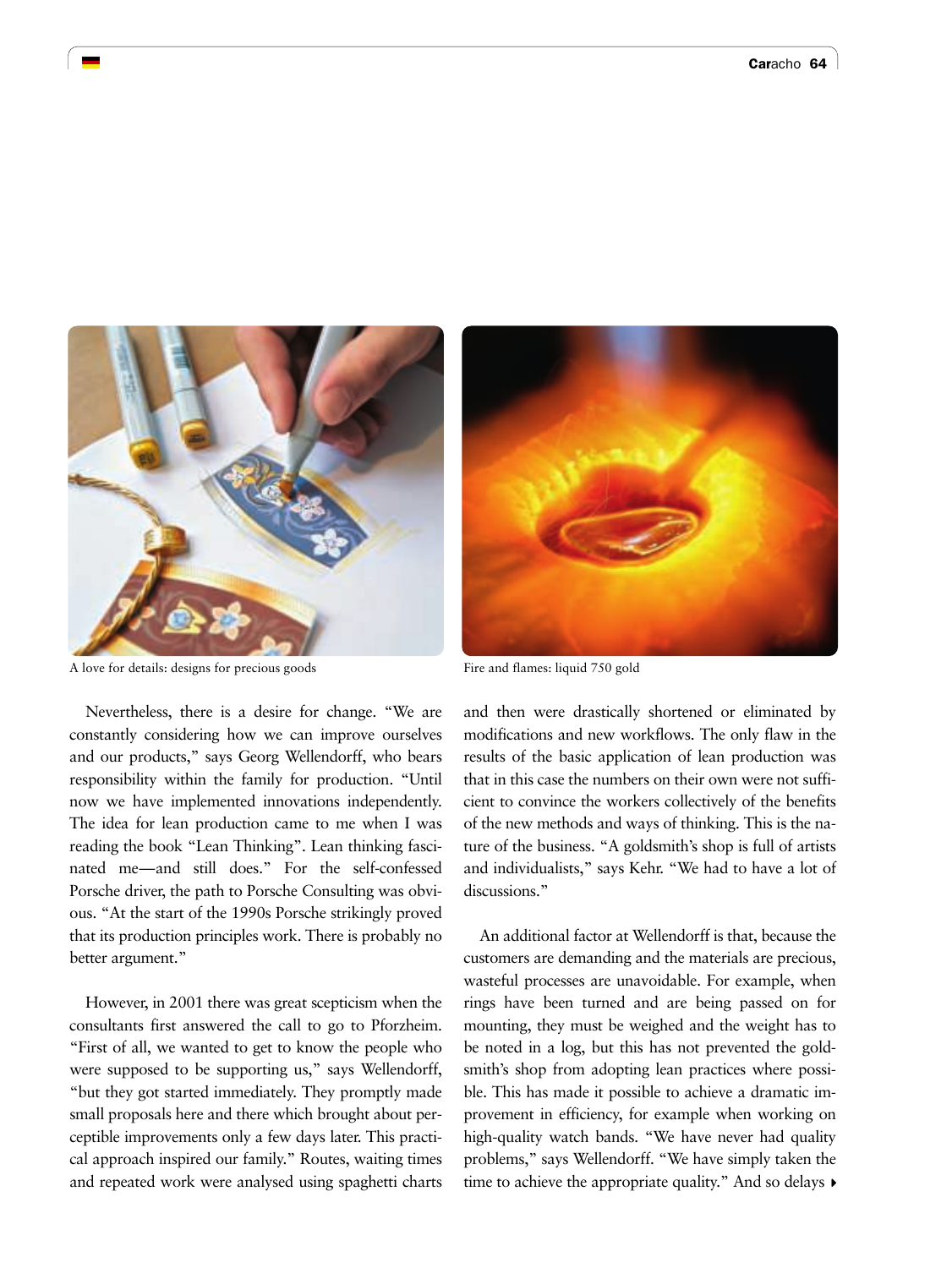A love for details: designs for precious goods

Fire and flames: liquid 750 gold

Nevertheless, there is a desire for change. "We are constantly considering how we can improve ourselves and our products," says Georg Wellendorff, who bears responsibility within the family for production. "Until now we have implemented innovations independently. The idea for lean production came to me when I was reading the book "Lean Thinking". Lean thinking fascinated me—and still does." For the self-confessed Porsche driver, the path to Porsche Consulting was obvious. "At the start of the 1990s Porsche strikingly proved that its production principles work. There is probably no better argument."

However, in 2001 there was great scepticism when the consultants first answered the call to go to Pforzheim. "First of all, we wanted to get to know the people who were supposed to be supporting us," says Wellendorff, "but they got started immediately. They promptly made small proposals here and there which brought about perceptible improvements only a few days later. This practical approach inspired our family." Routes, waiting times and repeated work were analysed using spaghetti charts and then were drastically shortened or eliminated by modifications and new workflows. The only flaw in the results of the basic application of lean production was that in this case the numbers on their own were not sufficient to convince the workers collectively of the benefits of the new methods and ways of thinking. This is the nature of the business. "A goldsmith's shop is full of artists and individualists," says Kehr. "We had to have a lot of discussions."

An additional factor at Wellendorff is that, because the customers are demanding and the materials are precious, wasteful processes are unavoidable. For example, when rings have been turned and are being passed on for mounting, they must be weighed and the weight has to be noted in a log, but this has not prevented the goldsmith's shop from adopting lean practices where possible. This has made it possible to achieve a dramatic improvement in efficiency, for example when working on high-quality watch bands. "We have never had quality problems," says Wellendorff. "We have simply taken the time to achieve the appropriate quality." And so delays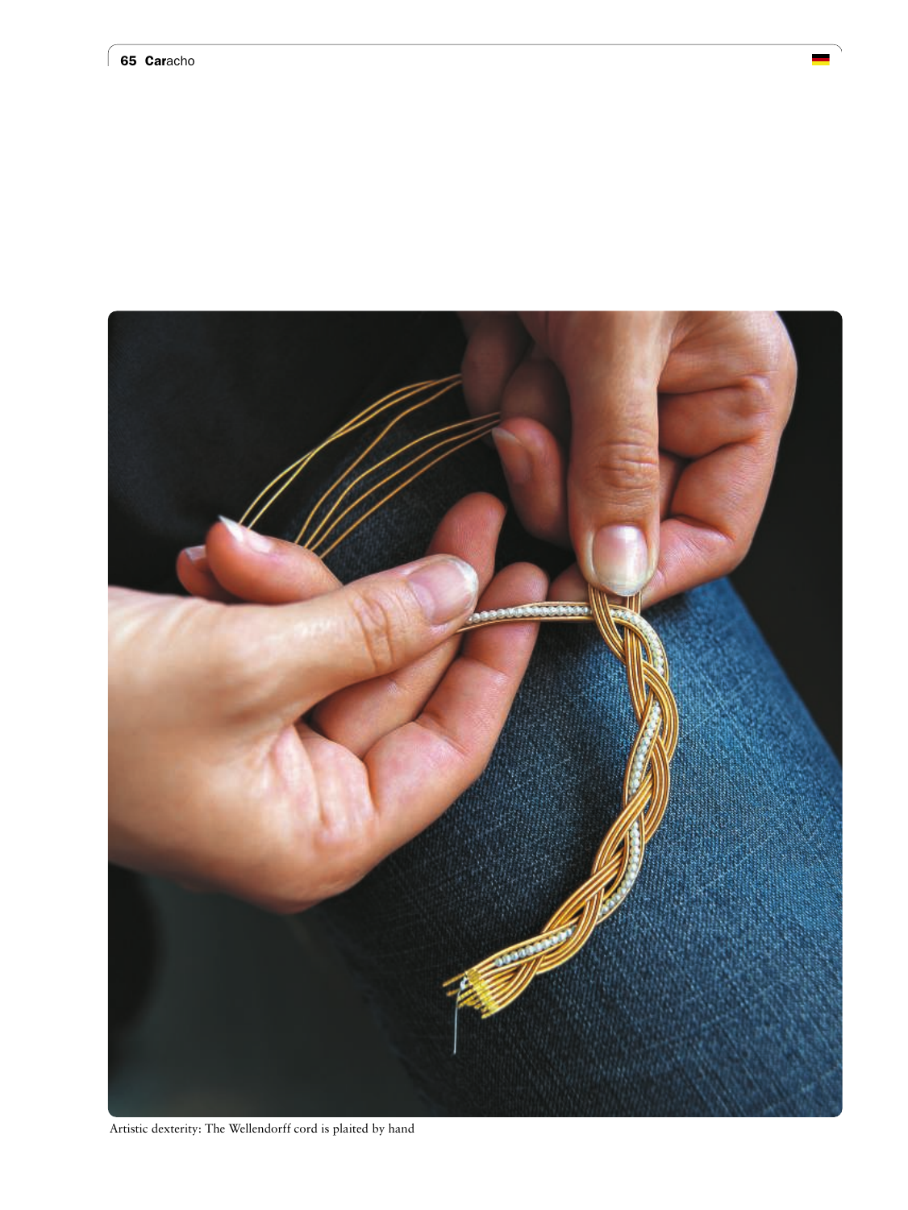Artistic dexterity: The Wellendorff cord is plaited by hand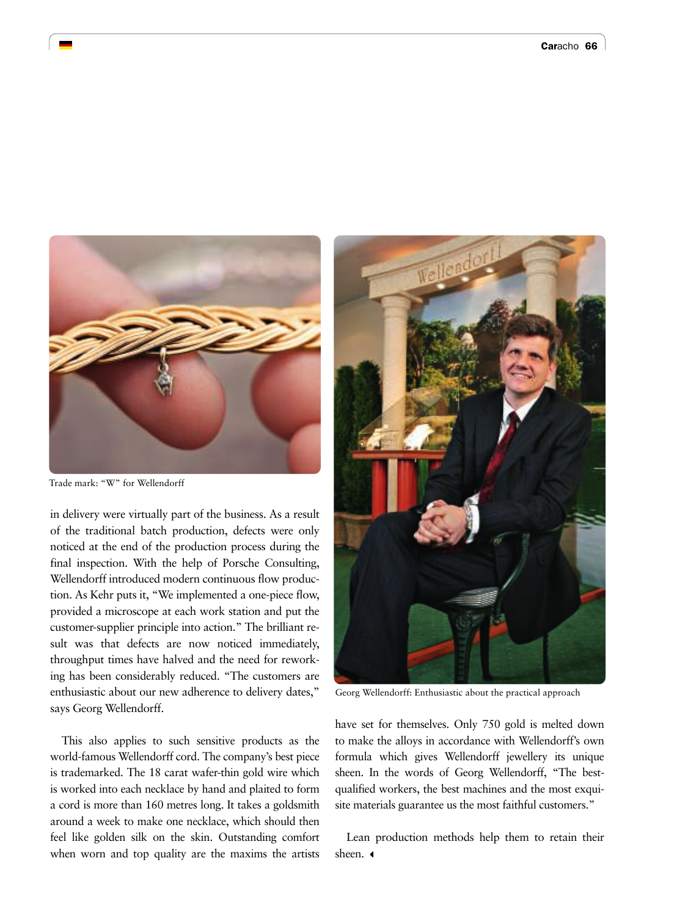Trade mark: "W" for Wellendorff

in delivery were virtually part of the business. As a result of the traditional batch production, defects were only noticed at the end of the production process during the final inspection. With the help of Porsche Consulting, Wellendorff introduced modern continuous flow production. As Kehr puts it, "We implemented a one-piece flow, provided a microscope at each work station and put the customer-supplier principle into action." The brilliant result was that defects are now noticed immediately, throughput times have halved and the need for reworking has been considerably reduced. "The customers are enthusiastic about our new adherence to delivery dates," says Georg Wellendorff.

This also applies to such sensitive products as the world-famous Wellendorff cord. The company's best piece is trademarked. The 18 carat wafer-thin gold wire which is worked into each necklace by hand and plaited to form a cord is more than 160 metres long. It takes a goldsmith around a week to make one necklace, which should then feel like golden silk on the skin. Outstanding comfort when worn and top quality are the maxims the artists have set for themselves. Only 750 gold is melted down to make the alloys in accordance with Wellendorff's own formula which gives Wellendorff jewellery its unique sheen. In the words of Georg Wellendorff, "The best-qualified workers, the best machines and the most exquisite materials guarantee us the most faithful customers."

Georg Wellendorff: Enthusiastic about the practical approach

Lean production methods help them to retain their sheen.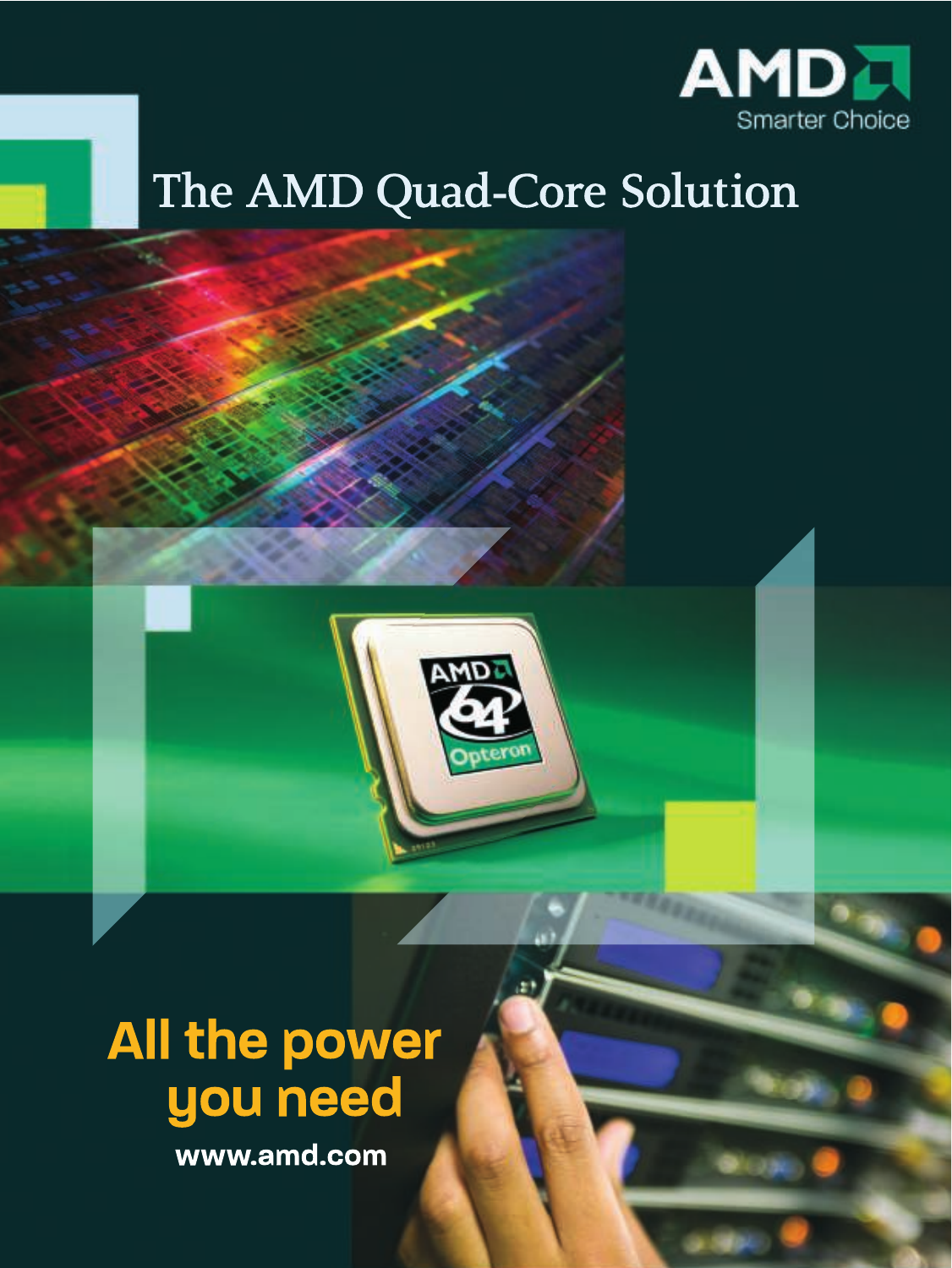AMD
Smarter Choice

# The AMD Quad-Core Solution

## All the power you need

www.amd.com